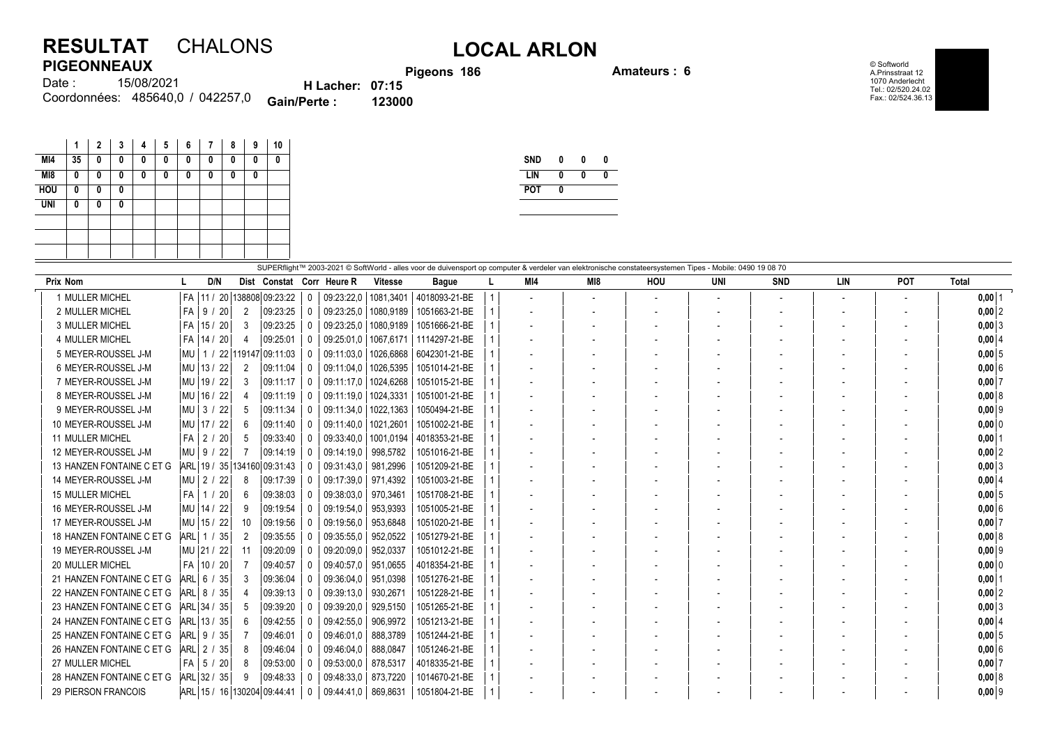# RESULTAT CHALONS

## LOCAL ARLON

**PIGEONNEAUX**

Date : 15/08/2021

Coordonnées: 485640,0 / 042257,0

**H Lacher: 07:15**

**Gain/Perte : 123000**

**Pigeons 186**

**Amateurs : 6**

© Softworld
A.Prinsstraat 12
1070 Anderlecht
Tel.: 02/520.24.02
Fax.: 02/524.36.13

| | 1 | 2 | 3 | 4 | 5 | 6 | 7 | 8 | 9 | 10 |
|---|---|---|---|---|---|---|---|---|---|---|
| MI4 | 35 | 0 | 0 | 0 | 0 | 0 | 0 | 0 | 0 | 0 |
| MI8 | 0 | 0 | 0 | 0 | 0 | 0 | 0 | 0 | 0 | |
| HOU | 0 | 0 | 0 | | | | | | | |
| UNI | 0 | 0 | 0 | | | | | | | |

| | | | |
|---|---|---|---|
| SND | 0 | 0 | 0 |
| LIN | 0 | 0 | 0 |
| POT | 0 | | |

SUPERflight™ 2003-2021 © SoftWorld - alles voor de duivensport op computer & verdeler van elektronische constateersystemen Tipes - Mobile: 0490 19 08 70

| Prix | Nom | L | D/N | Dist | Constat | Corr | Heure R | Vitesse | Bague | L | MI4 | MI8 | HOU | UNI | SND | LIN | POT | Total |
|---|---|---|---|---|---|---|---|---|---|---|---|---|---|---|---|---|---|---|
| 1 | MULLER MICHEL | FA | 11 / 20 | 138808 | 09:23:22 | 0 | 09:23:22,0 | 1081,3401 | 4018093-21-BE | 1 | - | - | - | - | - | - | - | 0,00 1 |
| 2 | MULLER MICHEL | FA | 9 / 20 | 2 | 09:23:25 | 0 | 09:23:25,0 | 1080,9189 | 1051663-21-BE | 1 | - | - | - | - | - | - | - | 0,00 2 |
| 3 | MULLER MICHEL | FA | 15 / 20 | 3 | 09:23:25 | 0 | 09:23:25,0 | 1080,9189 | 1051666-21-BE | 1 | - | - | - | - | - | - | - | 0,00 3 |
| 4 | MULLER MICHEL | FA | 14 / 20 | 4 | 09:25:01 | 0 | 09:25:01,0 | 1067,6171 | 1114297-21-BE | 1 | - | - | - | - | - | - | - | 0,00 4 |
| 5 | MEYER-ROUSSEL J-M | MU | 1 / 22 | 119147 | 09:11:03 | 0 | 09:11:03,0 | 1026,6868 | 6042301-21-BE | 1 | - | - | - | - | - | - | - | 0,00 5 |
| 6 | MEYER-ROUSSEL J-M | MU | 13 / 22 | 2 | 09:11:04 | 0 | 09:11:04,0 | 1026,5395 | 1051014-21-BE | 1 | - | - | - | - | - | - | - | 0,00 6 |
| 7 | MEYER-ROUSSEL J-M | MU | 19 / 22 | 3 | 09:11:17 | 0 | 09:11:17,0 | 1024,6268 | 1051015-21-BE | 1 | - | - | - | - | - | - | - | 0,00 7 |
| 8 | MEYER-ROUSSEL J-M | MU | 16 / 22 | 4 | 09:11:19 | 0 | 09:11:19,0 | 1024,3331 | 1051001-21-BE | 1 | - | - | - | - | - | - | - | 0,00 8 |
| 9 | MEYER-ROUSSEL J-M | MU | 3 / 22 | 5 | 09:11:34 | 0 | 09:11:34,0 | 1022,1363 | 1050494-21-BE | 1 | - | - | - | - | - | - | - | 0,00 9 |
| 10 | MEYER-ROUSSEL J-M | MU | 17 / 22 | 6 | 09:11:40 | 0 | 09:11:40,0 | 1021,2601 | 1051002-21-BE | 1 | - | - | - | - | - | - | - | 0,00 0 |
| 11 | MULLER MICHEL | FA | 2 / 20 | 5 | 09:33:40 | 0 | 09:33:40,0 | 1001,0194 | 4018353-21-BE | 1 | - | - | - | - | - | - | - | 0,00 1 |
| 12 | MEYER-ROUSSEL J-M | MU | 9 / 22 | 7 | 09:14:19 | 0 | 09:14:19,0 | 998,5782 | 1051016-21-BE | 1 | - | - | - | - | - | - | - | 0,00 2 |
| 13 | HANZEN FONTAINE C ET G | ARL | 19 / 35 | 134160 | 09:31:43 | 0 | 09:31:43,0 | 981,2996 | 1051209-21-BE | 1 | - | - | - | - | - | - | - | 0,00 3 |
| 14 | MEYER-ROUSSEL J-M | MU | 2 / 22 | 8 | 09:17:39 | 0 | 09:17:39,0 | 971,4392 | 1051003-21-BE | 1 | - | - | - | - | - | - | - | 0,00 4 |
| 15 | MULLER MICHEL | FA | 1 / 20 | 6 | 09:38:03 | 0 | 09:38:03,0 | 970,3461 | 1051708-21-BE | 1 | - | - | - | - | - | - | - | 0,00 5 |
| 16 | MEYER-ROUSSEL J-M | MU | 14 / 22 | 9 | 09:19:54 | 0 | 09:19:54,0 | 953,9393 | 1051005-21-BE | 1 | - | - | - | - | - | - | - | 0,00 6 |
| 17 | MEYER-ROUSSEL J-M | MU | 15 / 22 | 10 | 09:19:56 | 0 | 09:19:56,0 | 953,6848 | 1051020-21-BE | 1 | - | - | - | - | - | - | - | 0,00 7 |
| 18 | HANZEN FONTAINE C ET G | ARL | 1 / 35 | 2 | 09:35:55 | 0 | 09:35:55,0 | 952,0522 | 1051279-21-BE | 1 | - | - | - | - | - | - | - | 0,00 8 |
| 19 | MEYER-ROUSSEL J-M | MU | 21 / 22 | 11 | 09:20:09 | 0 | 09:20:09,0 | 952,0337 | 1051012-21-BE | 1 | - | - | - | - | - | - | - | 0,00 9 |
| 20 | MULLER MICHEL | FA | 10 / 20 | 7 | 09:40:57 | 0 | 09:40:57,0 | 951,0655 | 4018354-21-BE | 1 | - | - | - | - | - | - | - | 0,00 0 |
| 21 | HANZEN FONTAINE C ET G | ARL | 6 / 35 | 3 | 09:36:04 | 0 | 09:36:04,0 | 951,0398 | 1051276-21-BE | 1 | - | - | - | - | - | - | - | 0,00 1 |
| 22 | HANZEN FONTAINE C ET G | ARL | 8 / 35 | 4 | 09:39:13 | 0 | 09:39:13,0 | 930,2671 | 1051228-21-BE | 1 | - | - | - | - | - | - | - | 0,00 2 |
| 23 | HANZEN FONTAINE C ET G | ARL | 34 / 35 | 5 | 09:39:20 | 0 | 09:39:20,0 | 929,5150 | 1051265-21-BE | 1 | - | - | - | - | - | - | - | 0,00 3 |
| 24 | HANZEN FONTAINE C ET G | ARL | 13 / 35 | 6 | 09:42:55 | 0 | 09:42:55,0 | 906,9972 | 1051213-21-BE | 1 | - | - | - | - | - | - | - | 0,00 4 |
| 25 | HANZEN FONTAINE C ET G | ARL | 9 / 35 | 7 | 09:46:01 | 0 | 09:46:01,0 | 888,3789 | 1051244-21-BE | 1 | - | - | - | - | - | - | - | 0,00 5 |
| 26 | HANZEN FONTAINE C ET G | ARL | 2 / 35 | 8 | 09:46:04 | 0 | 09:46:04,0 | 888,0847 | 1051246-21-BE | 1 | - | - | - | - | - | - | - | 0,00 6 |
| 27 | MULLER MICHEL | FA | 5 / 20 | 8 | 09:53:00 | 0 | 09:53:00,0 | 878,5317 | 4018335-21-BE | 1 | - | - | - | - | - | - | - | 0,00 7 |
| 28 | HANZEN FONTAINE C ET G | ARL | 32 / 35 | 9 | 09:48:33 | 0 | 09:48:33,0 | 873,7220 | 1014670-21-BE | 1 | - | - | - | - | - | - | - | 0,00 8 |
| 29 | PIERSON FRANCOIS | ARL | 15 / 16 | 130204 | 09:44:41 | 0 | 09:44:41,0 | 869,8631 | 1051804-21-BE | 1 | - | - | - | - | - | - | - | 0,00 9 |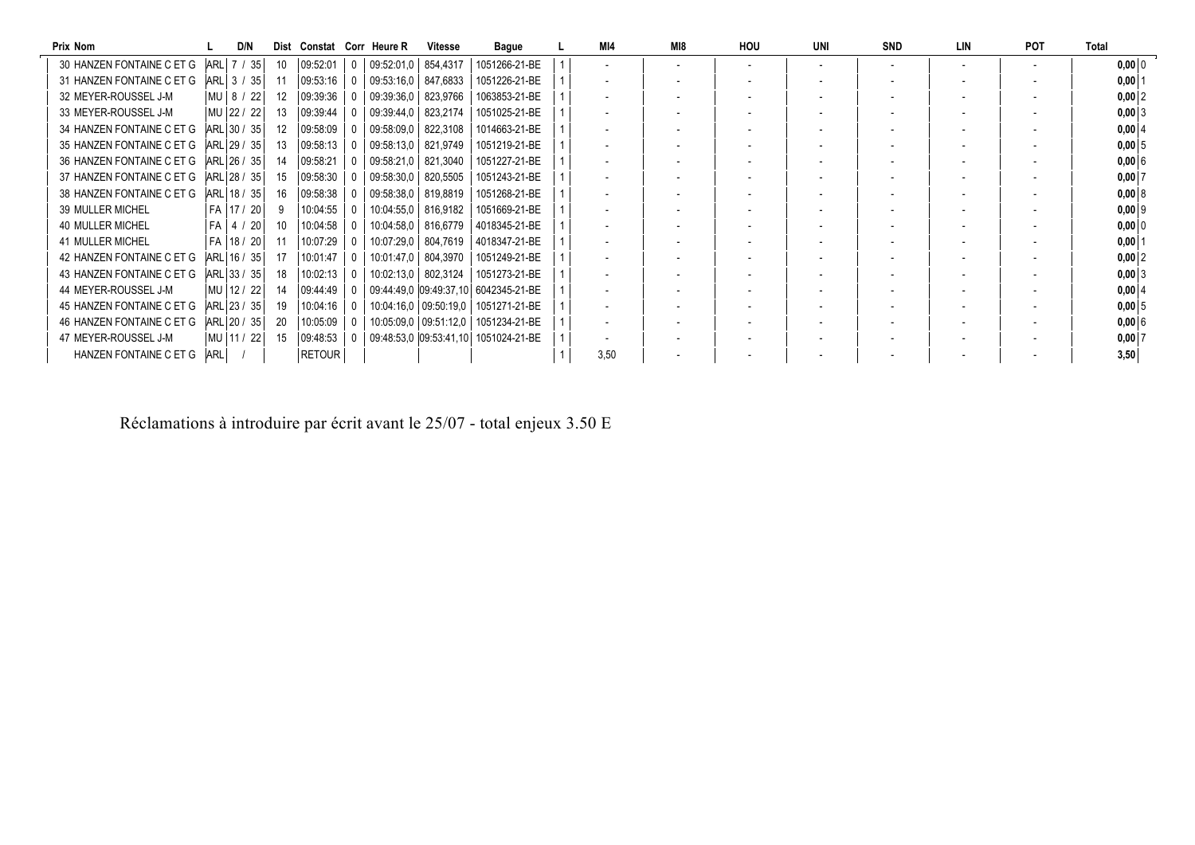| Prix | Nom | L | D/N | Dist | Constat | Corr | Heure R | Vitesse | Bague | L | MI4 | MI8 | HOU | UNI | SND | LIN | POT | Total | |
|---|---|---|---|---|---|---|---|---|---|---|---|---|---|---|---|---|---|---|---|
| 30 | HANZEN FONTAINE C ET G | ARL | 7 / 35 | 10 | 09:52:01 | 0 | 09:52:01,0 | 854,4317 | 1051266-21-BE | 1 | - | - | - | - | - | - | - | 0,00 | 0 |
| 31 | HANZEN FONTAINE C ET G | ARL | 3 / 35 | 11 | 09:53:16 | 0 | 09:53:16,0 | 847,6833 | 1051226-21-BE | 1 | - | - | - | - | - | - | - | 0,00 | 1 |
| 32 | MEYER-ROUSSEL J-M | MU | 8 / 22 | 12 | 09:39:36 | 0 | 09:39:36,0 | 823,9766 | 1063853-21-BE | 1 | - | - | - | - | - | - | - | 0,00 | 2 |
| 33 | MEYER-ROUSSEL J-M | MU | 22 / 22 | 13 | 09:39:44 | 0 | 09:39:44,0 | 823,2174 | 1051025-21-BE | 1 | - | - | - | - | - | - | - | 0,00 | 3 |
| 34 | HANZEN FONTAINE C ET G | ARL | 30 / 35 | 12 | 09:58:09 | 0 | 09:58:09,0 | 822,3108 | 1014663-21-BE | 1 | - | - | - | - | - | - | - | 0,00 | 4 |
| 35 | HANZEN FONTAINE C ET G | ARL | 29 / 35 | 13 | 09:58:13 | 0 | 09:58:13,0 | 821,9749 | 1051219-21-BE | 1 | - | - | - | - | - | - | - | 0,00 | 5 |
| 36 | HANZEN FONTAINE C ET G | ARL | 26 / 35 | 14 | 09:58:21 | 0 | 09:58:21,0 | 821,3040 | 1051227-21-BE | 1 | - | - | - | - | - | - | - | 0,00 | 6 |
| 37 | HANZEN FONTAINE C ET G | ARL | 28 / 35 | 15 | 09:58:30 | 0 | 09:58:30,0 | 820,5505 | 1051243-21-BE | 1 | - | - | - | - | - | - | - | 0,00 | 7 |
| 38 | HANZEN FONTAINE C ET G | ARL | 18 / 35 | 16 | 09:58:38 | 0 | 09:58:38,0 | 819,8819 | 1051268-21-BE | 1 | - | - | - | - | - | - | - | 0,00 | 8 |
| 39 | MULLER MICHEL | FA | 17 / 20 | 9 | 10:04:55 | 0 | 10:04:55,0 | 816,9182 | 1051669-21-BE | 1 | - | - | - | - | - | - | - | 0,00 | 9 |
| 40 | MULLER MICHEL | FA | 4 / 20 | 10 | 10:04:58 | 0 | 10:04:58,0 | 816,6779 | 4018345-21-BE | 1 | - | - | - | - | - | - | - | 0,00 | 0 |
| 41 | MULLER MICHEL | FA | 18 / 20 | 11 | 10:07:29 | 0 | 10:07:29,0 | 804,7619 | 4018347-21-BE | 1 | - | - | - | - | - | - | - | 0,00 | 1 |
| 42 | HANZEN FONTAINE C ET G | ARL | 16 / 35 | 17 | 10:01:47 | 0 | 10:01:47,0 | 804,3970 | 1051249-21-BE | 1 | - | - | - | - | - | - | - | 0,00 | 2 |
| 43 | HANZEN FONTAINE C ET G | ARL | 33 / 35 | 18 | 10:02:13 | 0 | 10:02:13,0 | 802,3124 | 1051273-21-BE | 1 | - | - | - | - | - | - | - | 0,00 | 3 |
| 44 | MEYER-ROUSSEL J-M | MU | 12 / 22 | 14 | 09:44:49 | 0 | 09:44:49,0 | 09:49:37,10 | 6042345-21-BE | 1 | - | - | - | - | - | - | - | 0,00 | 4 |
| 45 | HANZEN FONTAINE C ET G | ARL | 23 / 35 | 19 | 10:04:16 | 0 | 10:04:16,0 | 09:50:19,0 | 1051271-21-BE | 1 | - | - | - | - | - | - | - | 0,00 | 5 |
| 46 | HANZEN FONTAINE C ET G | ARL | 20 / 35 | 20 | 10:05:09 | 0 | 10:05:09,0 | 09:51:12,0 | 1051234-21-BE | 1 | - | - | - | - | - | - | - | 0,00 | 6 |
| 47 | MEYER-ROUSSEL J-M | MU | 11 / 22 | 15 | 09:48:53 | 0 | 09:48:53,0 | 09:53:41,10 | 1051024-21-BE | 1 | - | - | - | - | - | - | - | 0,00 | 7 |
| | HANZEN FONTAINE C ET G | ARL | / | | RETOUR | | | | | 1 | 3,50 | - | - | - | - | - | - | 3,50 | |

Réclamations à introduire par écrit avant le 25/07 - total enjeux 3.50 E